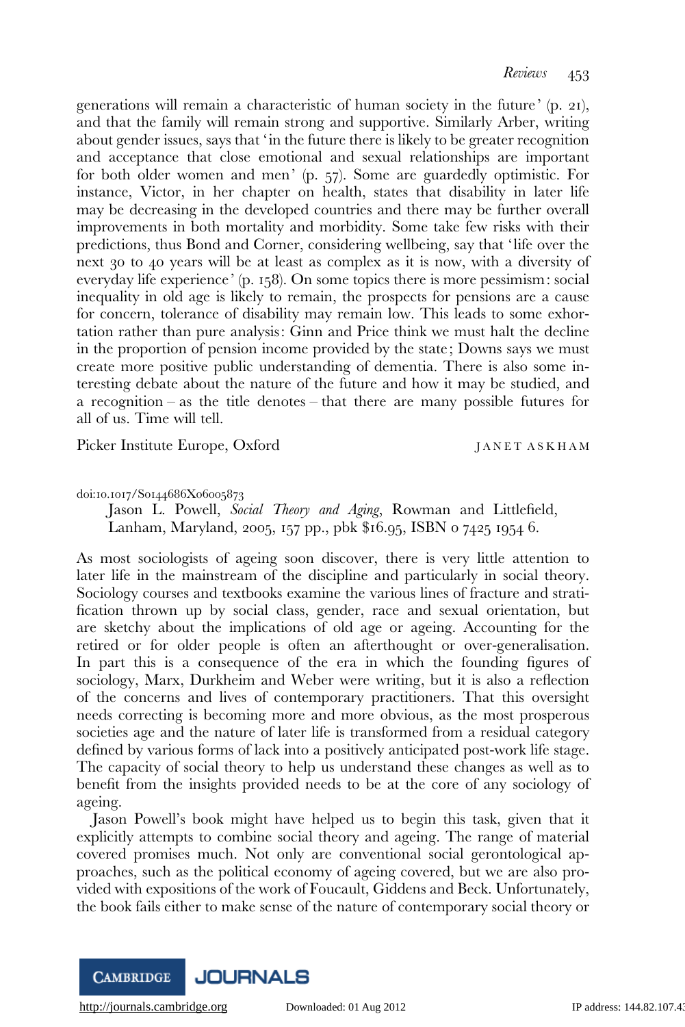generations will remain a characteristic of human society in the future' (p. 21), and that the family will remain strong and supportive. Similarly Arber, writing about gender issues, says that 'in the future there is likely to be greater recognition and acceptance that close emotional and sexual relationships are important for both older women and men' (p. 57). Some are guardedly optimistic. For instance, Victor, in her chapter on health, states that disability in later life may be decreasing in the developed countries and there may be further overall improvements in both mortality and morbidity. Some take few risks with their predictions, thus Bond and Corner, considering wellbeing, say that 'life over the next 30 to 40 years will be at least as complex as it is now, with a diversity of everyday life experience' (p. 158). On some topics there is more pessimism: social inequality in old age is likely to remain, the prospects for pensions are a cause for concern, tolerance of disability may remain low. This leads to some exhortation rather than pure analysis: Ginn and Price think we must halt the decline in the proportion of pension income provided by the state; Downs says we must create more positive public understanding of dementia. There is also some interesting debate about the nature of the future and how it may be studied, and a recognition – as the title denotes – that there are many possible futures for all of us. Time will tell.

Picker Institute Europe, Oxford JANET ASKHAM

doi:10.1017/S0144686X06005873

Jason L. Powell, Social Theory and Aging, Rowman and Littlefield, Lanham, Maryland, 2005, 157 pp., pbk \$16.95, ISBN 0 7425 1954 6.

As most sociologists of ageing soon discover, there is very little attention to later life in the mainstream of the discipline and particularly in social theory. Sociology courses and textbooks examine the various lines of fracture and stratification thrown up by social class, gender, race and sexual orientation, but are sketchy about the implications of old age or ageing. Accounting for the retired or for older people is often an afterthought or over-generalisation. In part this is a consequence of the era in which the founding figures of sociology, Marx, Durkheim and Weber were writing, but it is also a reflection of the concerns and lives of contemporary practitioners. That this oversight needs correcting is becoming more and more obvious, as the most prosperous societies age and the nature of later life is transformed from a residual category defined by various forms of lack into a positively anticipated post-work life stage. The capacity of social theory to help us understand these changes as well as to benefit from the insights provided needs to be at the core of any sociology of ageing.

Jason Powell's book might have helped us to begin this task, given that it explicitly attempts to combine social theory and ageing. The range of material covered promises much. Not only are conventional social gerontological approaches, such as the political economy of ageing covered, but we are also provided with expositions of the work of Foucault, Giddens and Beck. Unfortunately, the book fails either to make sense of the nature of contemporary social theory or

<http://journals.cambridge.org> Downloaded: 01 Aug 2012 IP address: 144.82.107.43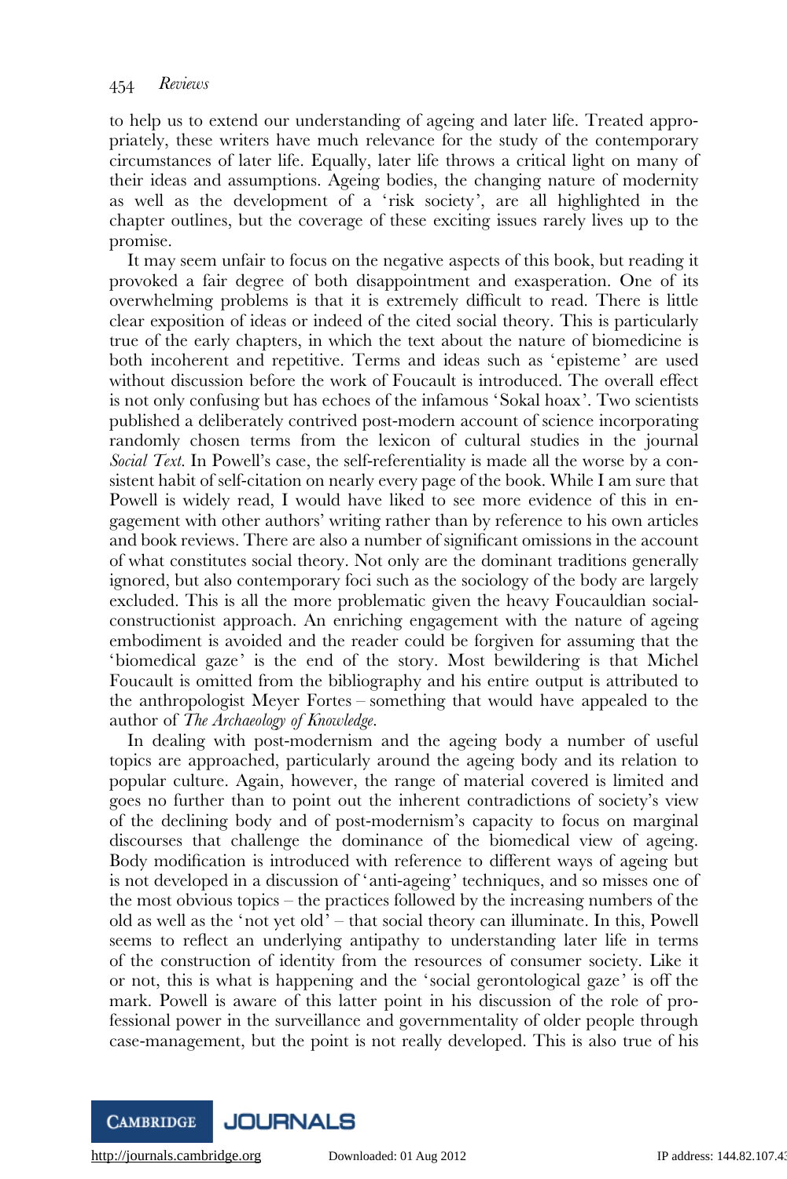to help us to extend our understanding of ageing and later life. Treated appropriately, these writers have much relevance for the study of the contemporary circumstances of later life. Equally, later life throws a critical light on many of their ideas and assumptions. Ageing bodies, the changing nature of modernity as well as the development of a ' risk society', are all highlighted in the chapter outlines, but the coverage of these exciting issues rarely lives up to the promise.

It may seem unfair to focus on the negative aspects of this book, but reading it provoked a fair degree of both disappointment and exasperation. One of its overwhelming problems is that it is extremely difficult to read. There is little clear exposition of ideas or indeed of the cited social theory. This is particularly true of the early chapters, in which the text about the nature of biomedicine is both incoherent and repetitive. Terms and ideas such as 'episteme' are used without discussion before the work of Foucault is introduced. The overall effect is not only confusing but has echoes of the infamous 'Sokal hoax'. Two scientists published a deliberately contrived post-modern account of science incorporating randomly chosen terms from the lexicon of cultural studies in the journal Social Text. In Powell's case, the self-referentiality is made all the worse by a consistent habit of self-citation on nearly every page of the book. While I am sure that Powell is widely read, I would have liked to see more evidence of this in engagement with other authors' writing rather than by reference to his own articles and book reviews. There are also a number of significant omissions in the account of what constitutes social theory. Not only are the dominant traditions generally ignored, but also contemporary foci such as the sociology of the body are largely excluded. This is all the more problematic given the heavy Foucauldian socialconstructionist approach. An enriching engagement with the nature of ageing embodiment is avoided and the reader could be forgiven for assuming that the 'biomedical gaze' is the end of the story. Most bewildering is that Michel Foucault is omitted from the bibliography and his entire output is attributed to the anthropologist Meyer Fortes – something that would have appealed to the author of The Archaeology of Knowledge.

In dealing with post-modernism and the ageing body a number of useful topics are approached, particularly around the ageing body and its relation to popular culture. Again, however, the range of material covered is limited and goes no further than to point out the inherent contradictions of society's view of the declining body and of post-modernism's capacity to focus on marginal discourses that challenge the dominance of the biomedical view of ageing. Body modification is introduced with reference to different ways of ageing but is not developed in a discussion of 'anti-ageing' techniques, and so misses one of the most obvious topics – the practices followed by the increasing numbers of the old as well as the 'not yet old' – that social theory can illuminate. In this, Powell seems to reflect an underlying antipathy to understanding later life in terms of the construction of identity from the resources of consumer society. Like it or not, this is what is happening and the ' social gerontological gaze' is off the mark. Powell is aware of this latter point in his discussion of the role of professional power in the surveillance and governmentality of older people through case-management, but the point is not really developed. This is also true of his